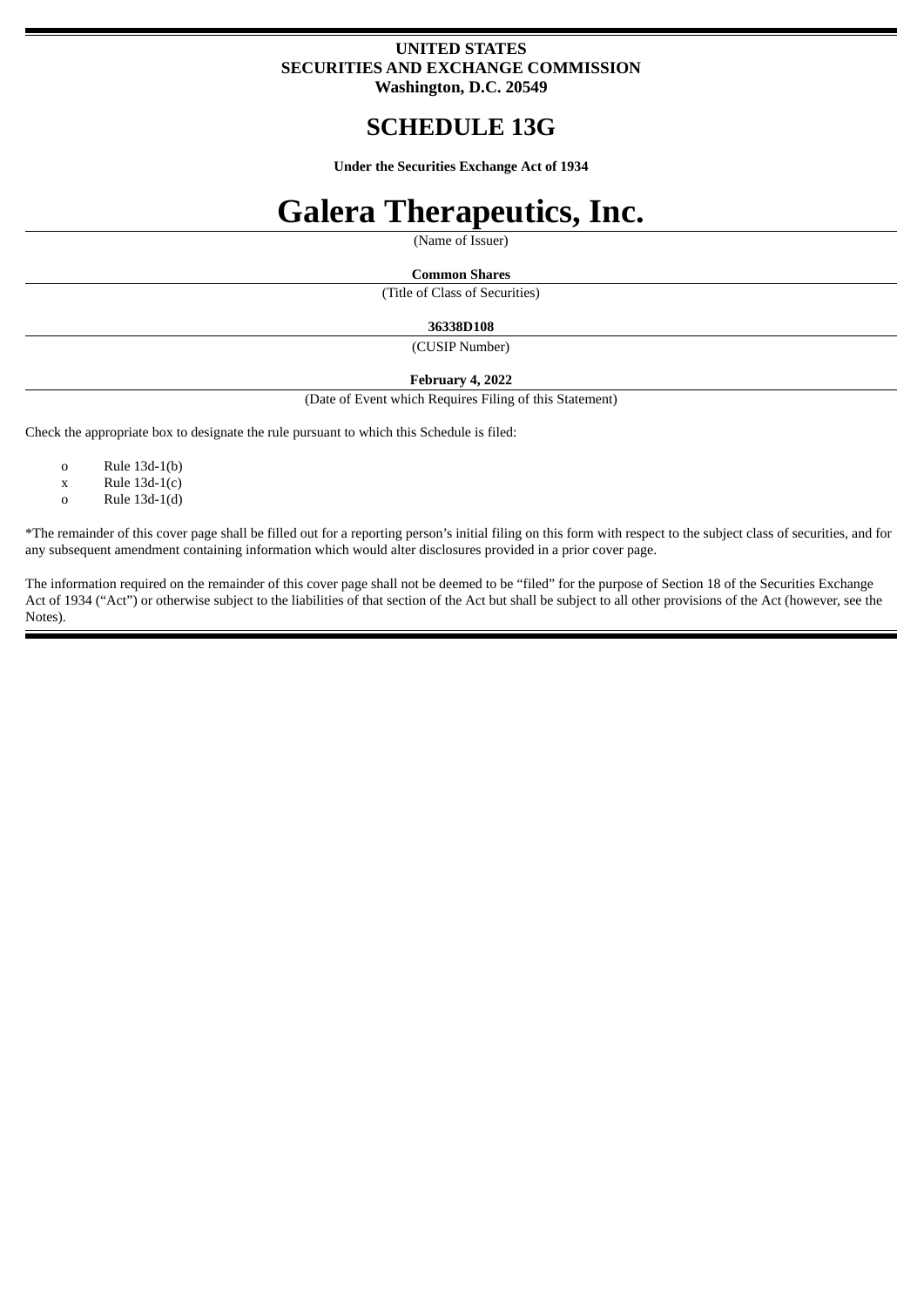**UNITED STATES**
**SECURITIES AND EXCHANGE COMMISSION**
**Washington, D.C. 20549**

# SCHEDULE 13G

**Under the Securities Exchange Act of 1934**

# Galera Therapeutics, Inc.

(Name of Issuer)

**Common Shares**

(Title of Class of Securities)

**36338D108**

(CUSIP Number)

**February 4, 2022**

(Date of Event which Requires Filing of this Statement)

Check the appropriate box to designate the rule pursuant to which this Schedule is filed:

- o Rule 13d-1(b)
- x Rule 13d-1(c)
- o Rule 13d-1(d)

*The remainder of this cover page shall be filled out for a reporting person's initial filing on this form with respect to the subject class of securities, and for any subsequent amendment containing information which would alter disclosures provided in a prior cover page.

The information required on the remainder of this cover page shall not be deemed to be "filed" for the purpose of Section 18 of the Securities Exchange Act of 1934 ("Act") or otherwise subject to the liabilities of that section of the Act but shall be subject to all other provisions of the Act (however, see the Notes).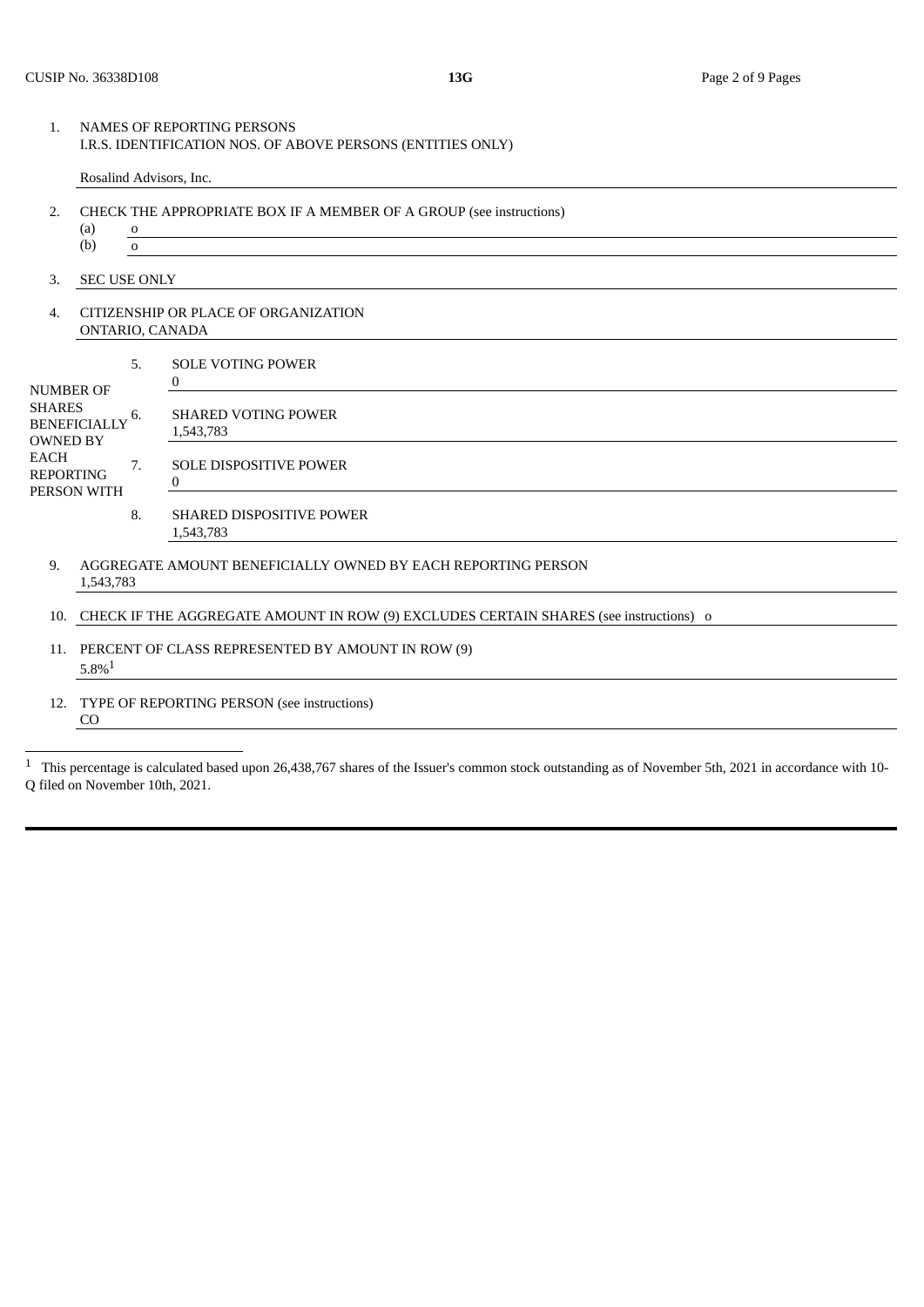CUSIP No. 36338D108 | 13G

| | | |
|---|---|---|
| 1. | NAMES OF REPORTING PERSONS<br>I.R.S. IDENTIFICATION NOS. OF ABOVE PERSONS (ENTITIES ONLY)<br><br>Rosalind Advisors, Inc. | |
| 2. | CHECK THE APPROPRIATE BOX IF A MEMBER OF A GROUP (see instructions)<br>(a) o<br>(b) o | |
| 3. | SEC USE ONLY | |
| 4. | CITIZENSHIP OR PLACE OF ORGANIZATION<br>ONTARIO, CANADA | |
| NUMBER OF SHARES BENEFICIALLY OWNED BY EACH REPORTING PERSON WITH | 5. | SOLE VOTING POWER<br>0 |
| | 6. | SHARED VOTING POWER<br>1,543,783 |
| | 7. | SOLE DISPOSITIVE POWER<br>0 |
| | 8. | SHARED DISPOSITIVE POWER<br>1,543,783 |
| 9. | AGGREGATE AMOUNT BENEFICIALLY OWNED BY EACH REPORTING PERSON<br>1,543,783 | |
| 10. | CHECK IF THE AGGREGATE AMOUNT IN ROW (9) EXCLUDES CERTAIN SHARES (see instructions) o | |
| 11. | PERCENT OF CLASS REPRESENTED BY AMOUNT IN ROW (9)<br>5.8%[1] | |
| 12. | TYPE OF REPORTING PERSON (see instructions)<br>CO | |

[1] This percentage is calculated based upon 26,438,767 shares of the Issuer's common stock outstanding as of November 5th, 2021 in accordance with 10-Q filed on November 10th, 2021.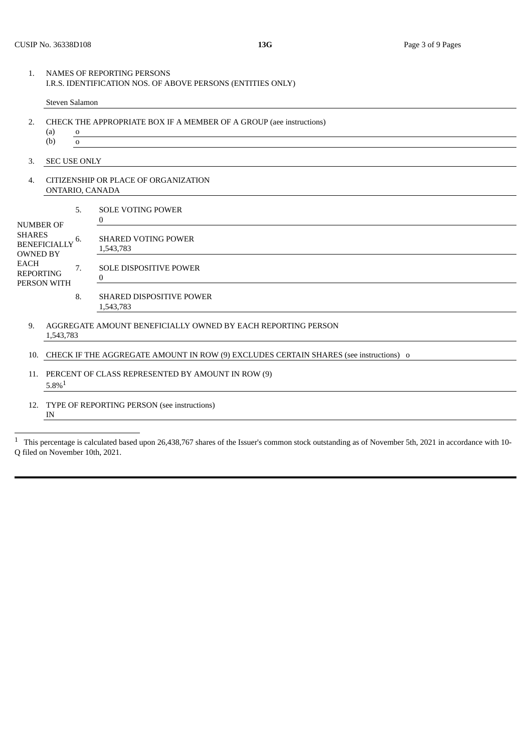| | | |
|---|---|---|
| 1. | NAMES OF REPORTING PERSONS<br>I.R.S. IDENTIFICATION NOS. OF ABOVE PERSONS (ENTITIES ONLY)<br><br>Steven Salamon | |
| 2. | CHECK THE APPROPRIATE BOX IF A MEMBER OF A GROUP (aee instructions)<br>(a) o<br>(b) o | |
| 3. | SEC USE ONLY | |
| 4. | CITIZENSHIP OR PLACE OF ORGANIZATION<br>ONTARIO, CANADA | |

| NUMBER OF SHARES BENEFICIALLY OWNED BY EACH REPORTING PERSON WITH | | |
|---|---|---|
| | 5. | SOLE VOTING POWER<br>0 |
| | 6. | SHARED VOTING POWER<br>1,543,783 |
| | 7. | SOLE DISPOSITIVE POWER<br>0 |
| | 8. | SHARED DISPOSITIVE POWER<br>1,543,783 |

| | |
|---|---|
| 9. | AGGREGATE AMOUNT BENEFICIALLY OWNED BY EACH REPORTING PERSON<br>1,543,783 |
| 10. | CHECK IF THE AGGREGATE AMOUNT IN ROW (9) EXCLUDES CERTAIN SHARES (see instructions) o |
| 11. | PERCENT OF CLASS REPRESENTED BY AMOUNT IN ROW (9)<br>5.8%[1] |
| 12. | TYPE OF REPORTING PERSON (see instructions)<br>IN |

[1] This percentage is calculated based upon 26,438,767 shares of the Issuer's common stock outstanding as of November 5th, 2021 in accordance with 10-Q filed on November 10th, 2021.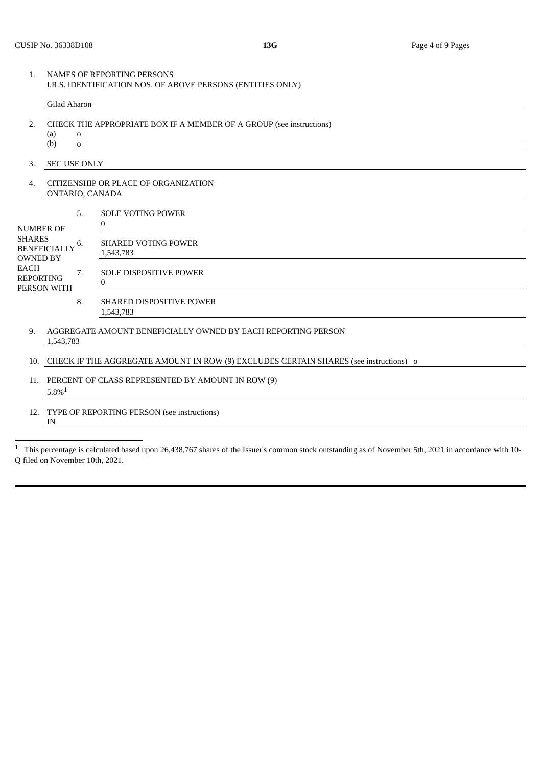| | | |
|---|---|---|
| 1. | NAMES OF REPORTING PERSONS<br>I.R.S. IDENTIFICATION NOS. OF ABOVE PERSONS (ENTITIES ONLY)<br><br>Gilad Aharon | |
| 2. | CHECK THE APPROPRIATE BOX IF A MEMBER OF A GROUP (see instructions)<br>(a) o<br>(b) o | |
| 3. | SEC USE ONLY | |
| 4. | CITIZENSHIP OR PLACE OF ORGANIZATION<br>ONTARIO, CANADA | |
| NUMBER OF SHARES BENEFICIALLY OWNED BY EACH REPORTING PERSON WITH | 5. | SOLE VOTING POWER<br>0 |
| | 6. | SHARED VOTING POWER<br>1,543,783 |
| | 7. | SOLE DISPOSITIVE POWER<br>0 |
| | 8. | SHARED DISPOSITIVE POWER<br>1,543,783 |
| 9. | AGGREGATE AMOUNT BENEFICIALLY OWNED BY EACH REPORTING PERSON<br>1,543,783 | |
| 10. | CHECK IF THE AGGREGATE AMOUNT IN ROW (9) EXCLUDES CERTAIN SHARES (see instructions) o | |
| 11. | PERCENT OF CLASS REPRESENTED BY AMOUNT IN ROW (9)<br>5.8%[1] | |
| 12. | TYPE OF REPORTING PERSON (see instructions)<br>IN | |

[1] This percentage is calculated based upon 26,438,767 shares of the Issuer's common stock outstanding as of November 5th, 2021 in accordance with 10-Q filed on November 10th, 2021.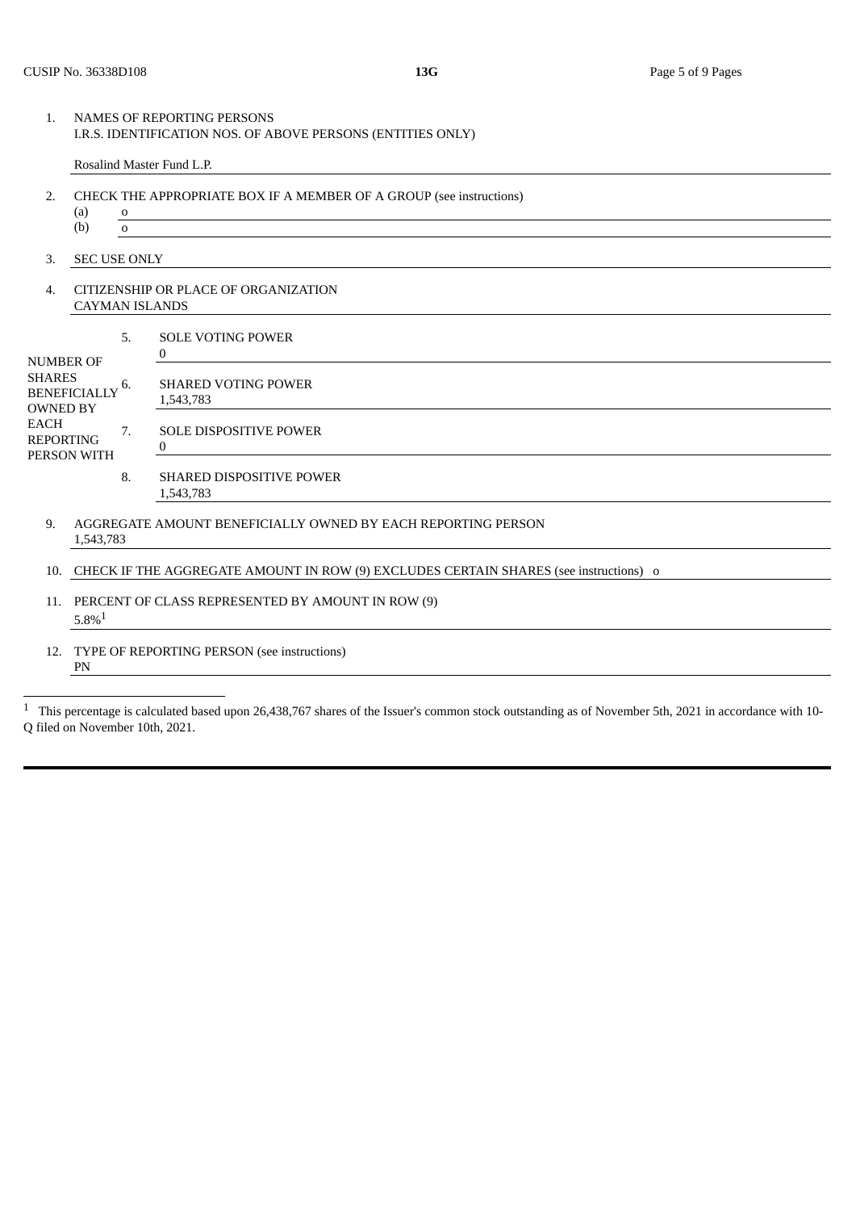| | | |
|---|---|---|
| 1. | NAMES OF REPORTING PERSONS<br>I.R.S. IDENTIFICATION NOS. OF ABOVE PERSONS (ENTITIES ONLY)<br><br>Rosalind Master Fund L.P. | |
| 2. | CHECK THE APPROPRIATE BOX IF A MEMBER OF A GROUP (see instructions)<br>(a) o<br>(b) o | |
| 3. | SEC USE ONLY | |
| 4. | CITIZENSHIP OR PLACE OF ORGANIZATION<br>CAYMAN ISLANDS | |

| NUMBER OF SHARES BENEFICIALLY OWNED BY EACH REPORTING PERSON WITH | | |
|---|---|---|
| | 5. | SOLE VOTING POWER<br>0 |
| | 6. | SHARED VOTING POWER<br>1,543,783 |
| | 7. | SOLE DISPOSITIVE POWER<br>0 |
| | 8. | SHARED DISPOSITIVE POWER<br>1,543,783 |

| | |
|---|---|
| 9. | AGGREGATE AMOUNT BENEFICIALLY OWNED BY EACH REPORTING PERSON<br>1,543,783 |
| 10. | CHECK IF THE AGGREGATE AMOUNT IN ROW (9) EXCLUDES CERTAIN SHARES (see instructions) o |
| 11. | PERCENT OF CLASS REPRESENTED BY AMOUNT IN ROW (9)<br>5.8%[1] |
| 12. | TYPE OF REPORTING PERSON (see instructions)<br>PN |

[1] This percentage is calculated based upon 26,438,767 shares of the Issuer's common stock outstanding as of November 5th, 2021 in accordance with 10-Q filed on November 10th, 2021.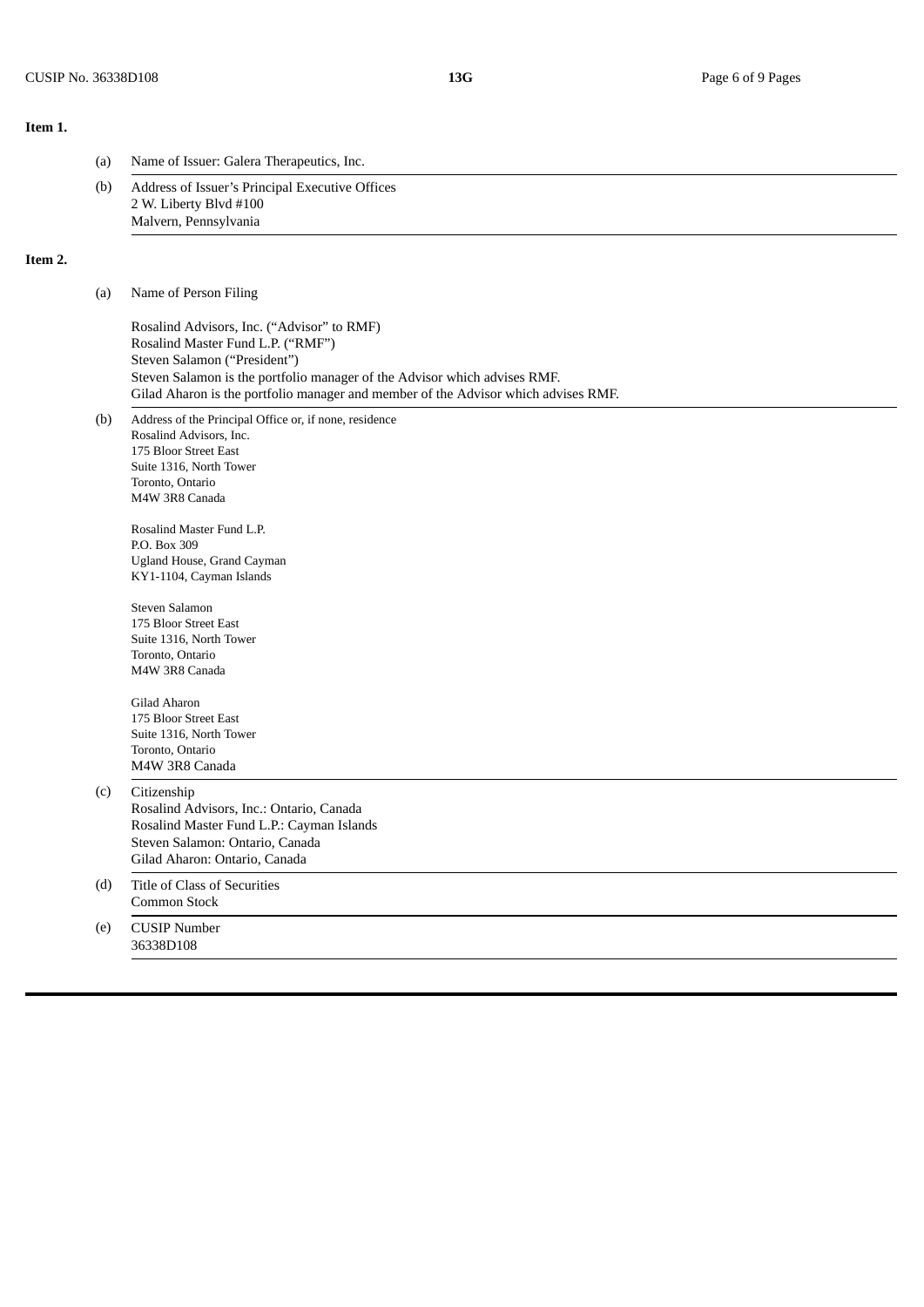**Item 1.**

(a) Name of Issuer: Galera Therapeutics, Inc.

(b) Address of Issuer's Principal Executive Offices
2 W. Liberty Blvd #100
Malvern, Pennsylvania

**Item 2.**

(a) Name of Person Filing

Rosalind Advisors, Inc. ("Advisor" to RMF)
Rosalind Master Fund L.P. ("RMF")
Steven Salamon ("President")
Steven Salamon is the portfolio manager of the Advisor which advises RMF.
Gilad Aharon is the portfolio manager and member of the Advisor which advises RMF.

(b) Address of the Principal Office or, if none, residence

Rosalind Advisors, Inc.
175 Bloor Street East
Suite 1316, North Tower
Toronto, Ontario
M4W 3R8 Canada

Rosalind Master Fund L.P.
P.O. Box 309
Ugland House, Grand Cayman
KY1-1104, Cayman Islands

Steven Salamon
175 Bloor Street East
Suite 1316, North Tower
Toronto, Ontario
M4W 3R8 Canada

Gilad Aharon
175 Bloor Street East
Suite 1316, North Tower
Toronto, Ontario
M4W 3R8 Canada

(c) Citizenship
Rosalind Advisors, Inc.: Ontario, Canada
Rosalind Master Fund L.P.: Cayman Islands
Steven Salamon: Ontario, Canada
Gilad Aharon: Ontario, Canada

(d) Title of Class of Securities
Common Stock

(e) CUSIP Number
36338D108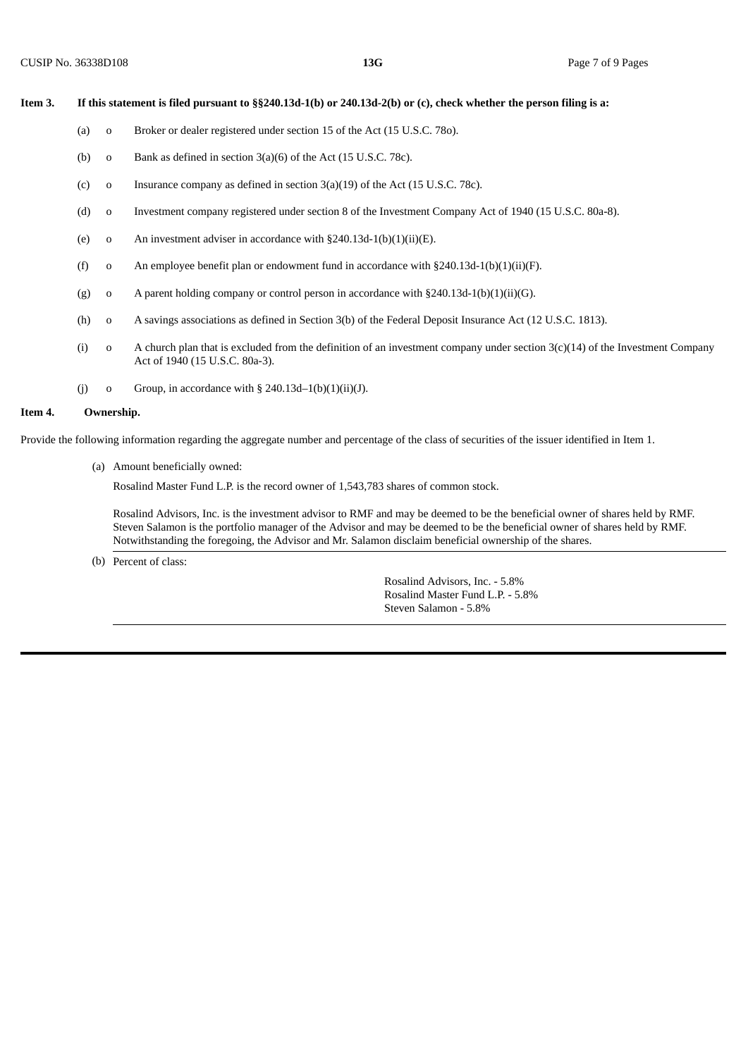**Item 3.** **If this statement is filed pursuant to §§240.13d-1(b) or 240.13d-2(b) or (c), check whether the person filing is a:**

(a) o Broker or dealer registered under section 15 of the Act (15 U.S.C. 78o).

(b) o Bank as defined in section 3(a)(6) of the Act (15 U.S.C. 78c).

(c) o Insurance company as defined in section 3(a)(19) of the Act (15 U.S.C. 78c).

(d) o Investment company registered under section 8 of the Investment Company Act of 1940 (15 U.S.C. 80a-8).

(e) o An investment adviser in accordance with §240.13d-1(b)(1)(ii)(E).

(f) o An employee benefit plan or endowment fund in accordance with §240.13d-1(b)(1)(ii)(F).

(g) o A parent holding company or control person in accordance with §240.13d-1(b)(1)(ii)(G).

(h) o A savings associations as defined in Section 3(b) of the Federal Deposit Insurance Act (12 U.S.C. 1813).

(i) o A church plan that is excluded from the definition of an investment company under section 3(c)(14) of the Investment Company Act of 1940 (15 U.S.C. 80a-3).

(j) o Group, in accordance with § 240.13d–1(b)(1)(ii)(J).

**Item 4.** **Ownership.**

Provide the following information regarding the aggregate number and percentage of the class of securities of the issuer identified in Item 1.

(a) Amount beneficially owned:

Rosalind Master Fund L.P. is the record owner of 1,543,783 shares of common stock.

Rosalind Advisors, Inc. is the investment advisor to RMF and may be deemed to be the beneficial owner of shares held by RMF. Steven Salamon is the portfolio manager of the Advisor and may be deemed to be the beneficial owner of shares held by RMF. Notwithstanding the foregoing, the Advisor and Mr. Salamon disclaim beneficial ownership of the shares.

(b) Percent of class:

Rosalind Advisors, Inc. - 5.8%
Rosalind Master Fund L.P. - 5.8%
Steven Salamon - 5.8%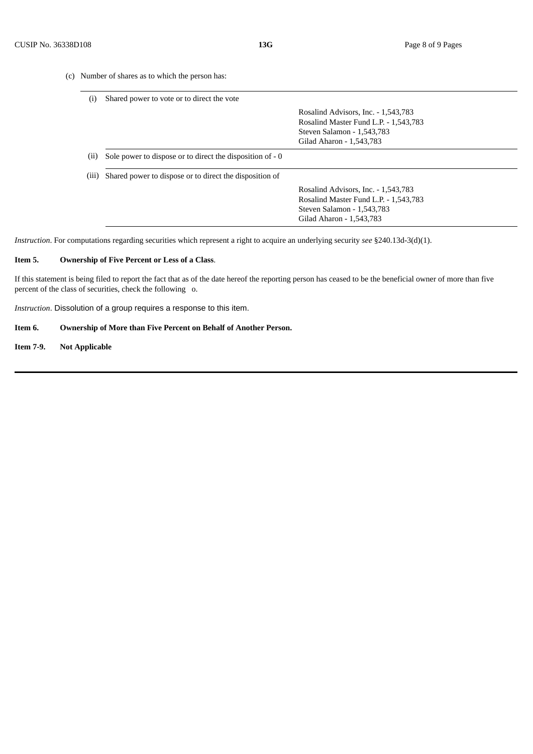(c) Number of shares as to which the person has:

| | | |
|---|---|---|
| (i) | Shared power to vote or to direct the vote | Rosalind Advisors, Inc. - 1,543,783<br>Rosalind Master Fund L.P. - 1,543,783<br>Steven Salamon - 1,543,783<br>Gilad Aharon - 1,543,783 |
| (ii) | Sole power to dispose or to direct the disposition of - 0 | |
| (iii) | Shared power to dispose or to direct the disposition of | Rosalind Advisors, Inc. - 1,543,783<br>Rosalind Master Fund L.P. - 1,543,783<br>Steven Salamon - 1,543,783<br>Gilad Aharon - 1,543,783 |

*Instruction*. For computations regarding securities which represent a right to acquire an underlying security *see* §240.13d-3(d)(1).

**Item 5. Ownership of Five Percent or Less of a Class**.

If this statement is being filed to report the fact that as of the date hereof the reporting person has ceased to be the beneficial owner of more than five percent of the class of securities, check the following o.

*Instruction*. Dissolution of a group requires a response to this item.

**Item 6. Ownership of More than Five Percent on Behalf of Another Person.**

**Item 7-9. Not Applicable**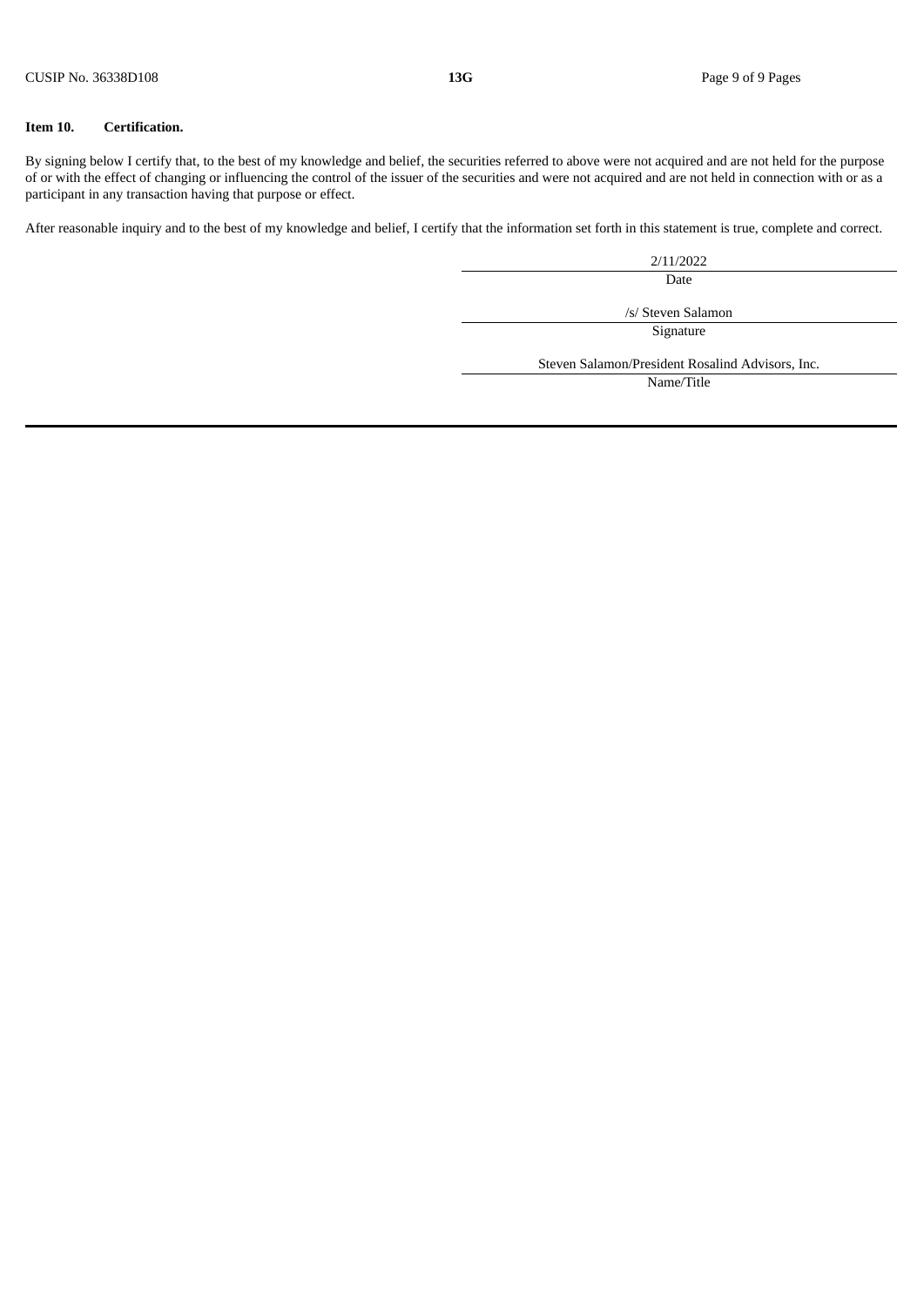**Item 10. Certification.**

By signing below I certify that, to the best of my knowledge and belief, the securities referred to above were not acquired and are not held for the purpose of or with the effect of changing or influencing the control of the issuer of the securities and were not acquired and are not held in connection with or as a participant in any transaction having that purpose or effect.

After reasonable inquiry and to the best of my knowledge and belief, I certify that the information set forth in this statement is true, complete and correct.

2/11/2022
Date

/s/ Steven Salamon
Signature

Steven Salamon/President Rosalind Advisors, Inc.
Name/Title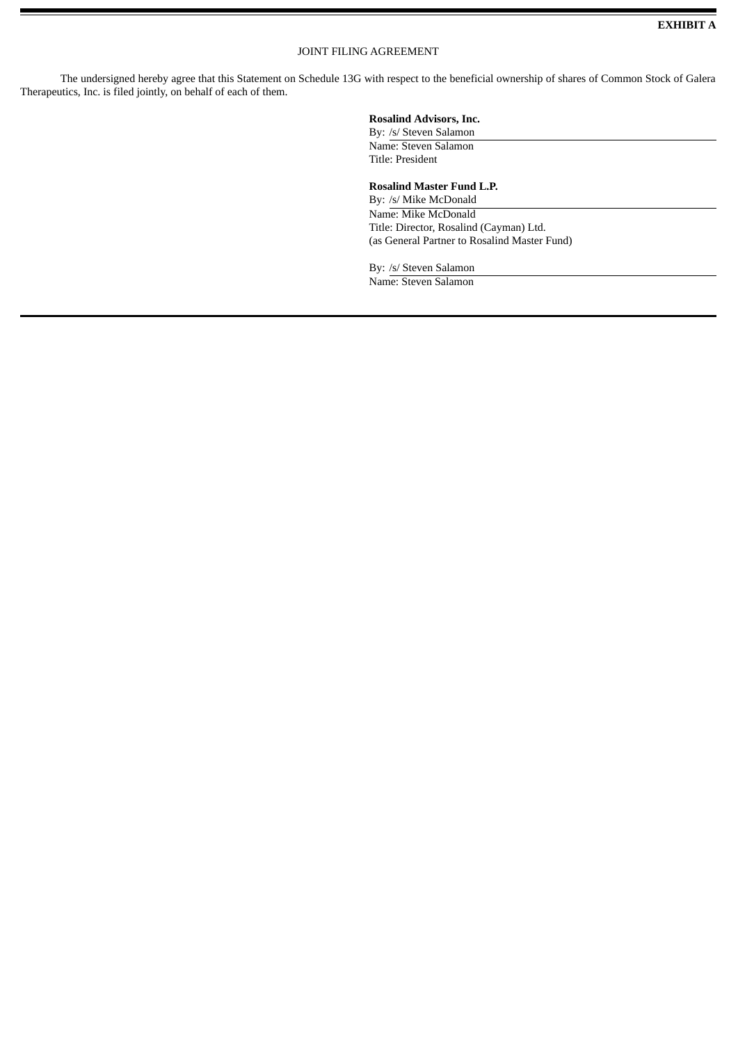**EXHIBIT A**

JOINT FILING AGREEMENT

The undersigned hereby agree that this Statement on Schedule 13G with respect to the beneficial ownership of shares of Common Stock of Galera Therapeutics, Inc. is filed jointly, on behalf of each of them.

**Rosalind Advisors, Inc.**

By: /s/ Steven Salamon

Name: Steven Salamon

Title: President

**Rosalind Master Fund L.P.**

By: /s/ Mike McDonald

Name: Mike McDonald

Title: Director, Rosalind (Cayman) Ltd.

(as General Partner to Rosalind Master Fund)

By: /s/ Steven Salamon

Name: Steven Salamon